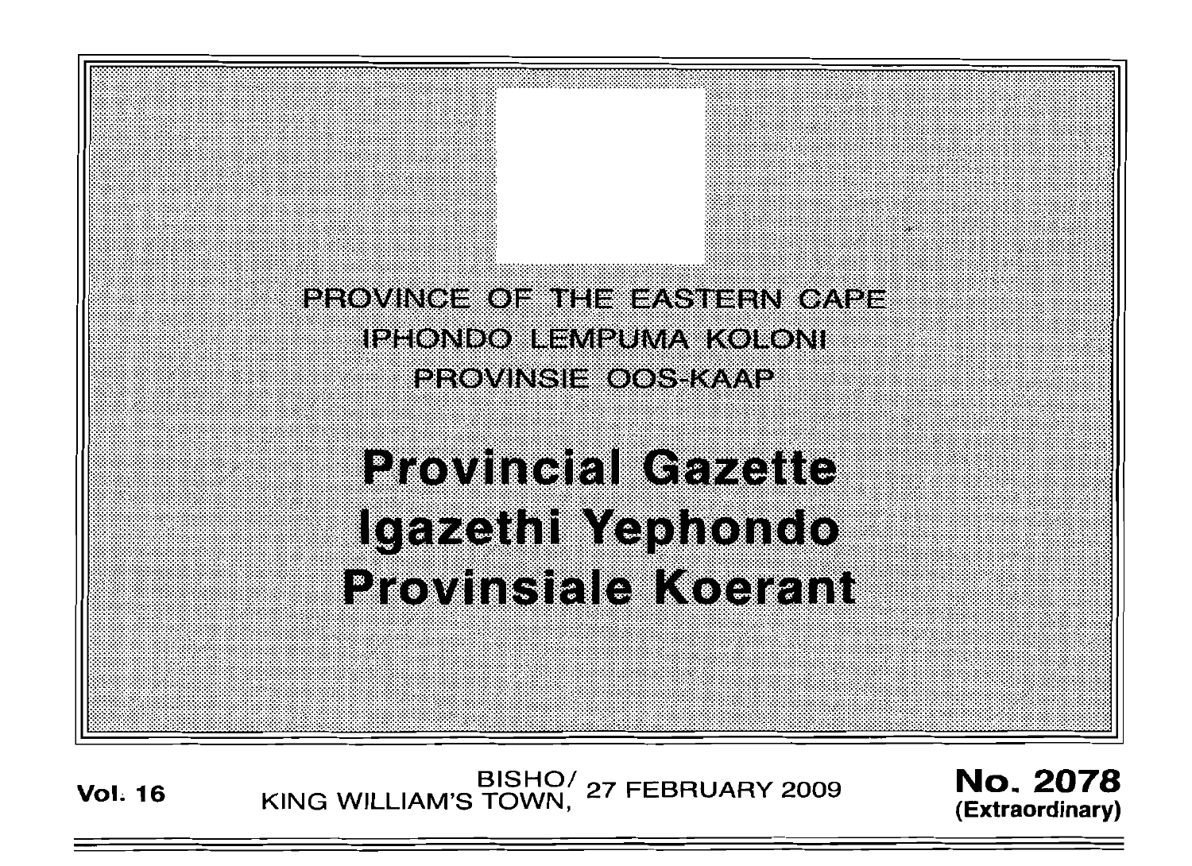PROVINCE OF THE EASTERN CAPE
IPHONDO LEMPUMA KOLONI
PROVINSIE OOS-KAAP

# Provincial Gazette
# Igazethi Yephondo
# Provinsiale Koerant

**Vol. 16** BISHO/ KING WILLIAM'S TOWN, 27 FEBRUARY 2009 **No. 2078 (Extraordinary)**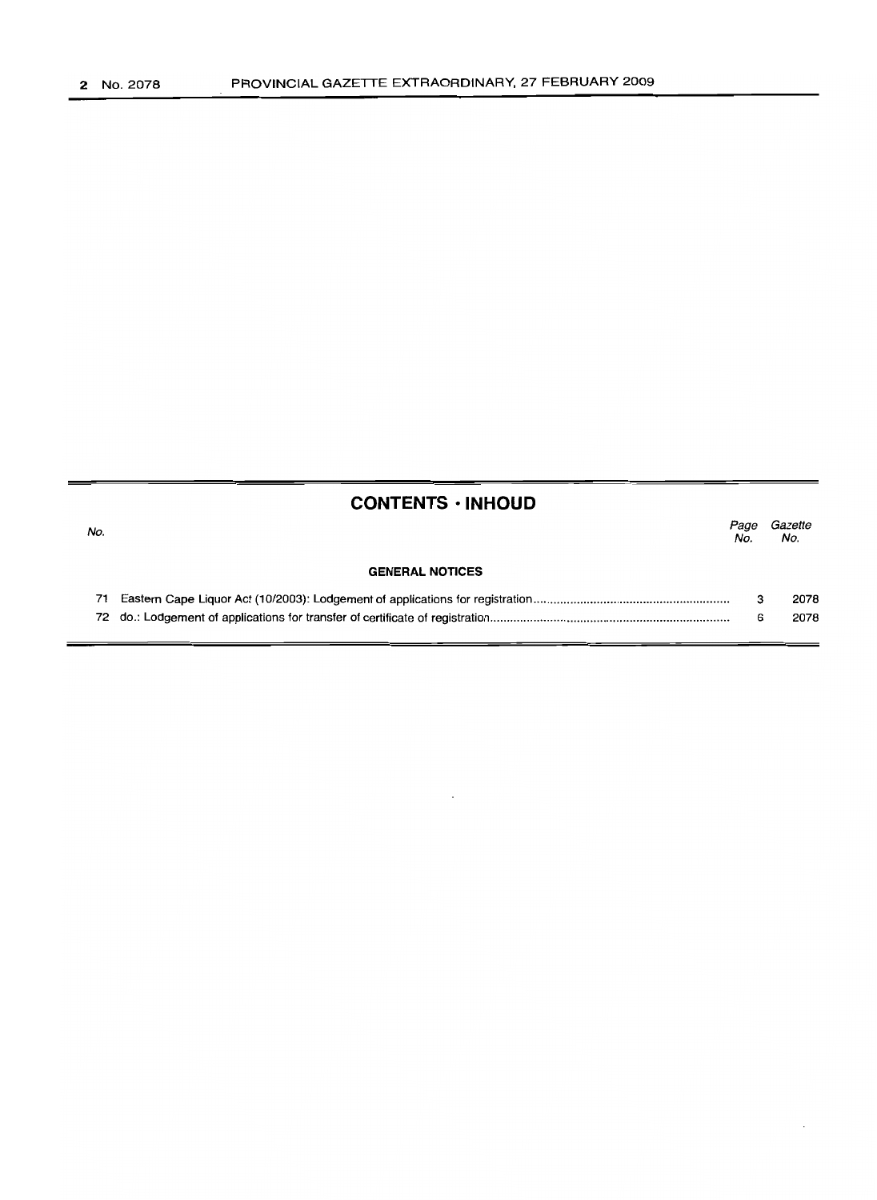## CONTENTS · INHOUD

| No. | | Page No. | Gazette No. |
|---|---|---|---|
| | **GENERAL NOTICES** | | |
| 71 | Eastern Cape Liquor Act (10/2003): Lodgement of applications for registration | 3 | 2078 |
| 72 | do.: Lodgement of applications for transfer of certificate of registration | 6 | 2078 |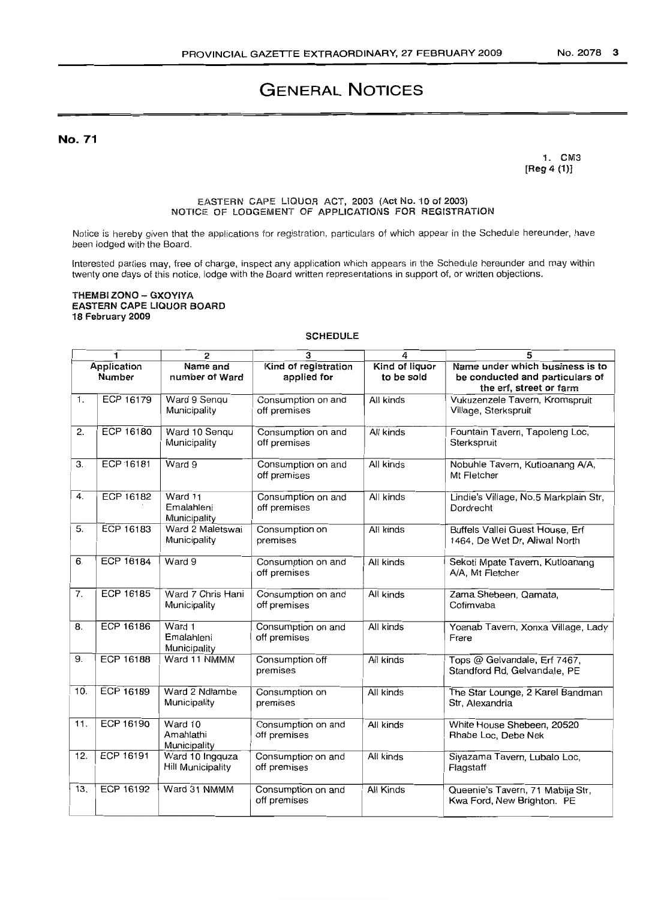# General Notices

**No. 71**

1. CM3
[Reg 4 (1)]

EASTERN CAPE LIQUOR ACT, 2003 (Act No. 10 of 2003)
NOTICE OF LODGEMENT OF APPLICATIONS FOR REGISTRATION

Notice is hereby given that the applications for registration, particulars of which appear in the Schedule hereunder, have been lodged with the Board.

Interested parties may, free of charge, inspect any application which appears in the Schedule hereunder and may within twenty one days of this notice, lodge with the Board written representations in support of, or written objections.

**THEMBI ZONO – GXOYIYA**
**EASTERN CAPE LIQUOR BOARD**
**18 February 2009**

SCHEDULE

| 1 | | 2 | 3 | 4 | 5 |
|---|---|---|---|---|---|
| Application Number | | Name and number of Ward | Kind of registration applied for | Kind of liquor to be sold | Name under which business is to be conducted and particulars of the erf, street or farm |
| 1. | ECP 16179 | Ward 9 Senqu Municipality | Consumption on and off premises | All kinds | Vukuzenzele Tavern, Kromspruit Village, Sterkspruit |
| 2. | ECP 16180 | Ward 10 Senqu Municipality | Consumption on and off premises | All kinds | Fountain Tavern, Tapoleng Loc, Sterkspruit |
| 3. | ECP 16181 | Ward 9 | Consumption on and off premises | All kinds | Nobuhle Tavern, Kutloanang A/A, Mt Fletcher |
| 4. | ECP 16182 | Ward 11 Emalahleni Municipality | Consumption on and off premises | All kinds | Lindie's Village, No.5 Markplain Str, Dordrecht |
| 5. | ECP 16183 | Ward 2 Maletswai Municipality | Consumption on premises | All kinds | Buffels Vallei Guest House, Erf 1464, De Wet Dr, Aliwal North |
| 6. | ECP 16184 | Ward 9 | Consumption on and off premises | All kinds | Sekoti Mpate Tavern, Kutloanang A/A, Mt Fletcher |
| 7. | ECP 16185 | Ward 7 Chris Hani Municipality | Consumption on and off premises | All kinds | Zama Shebeen, Qamata, Cofimvaba |
| 8. | ECP 16186 | Ward 1 Emalahleni Municipality | Consumption on and off premises | All kinds | Yoanab Tavern, Xonxa Village, Lady Frere |
| 9. | ECP 16188 | Ward 11 NMMM | Consumption off premises | All kinds | Tops @ Gelvandale, Erf 7467, Standford Rd, Gelvandale, PE |
| 10. | ECP 16189 | Ward 2 Ndlambe Municipality | Consumption on premises | All kinds | The Star Lounge, 2 Karel Bandman Str, Alexandria |
| 11. | ECP 16190 | Ward 10 Amahlathi Municipality | Consumption on and off premises | All kinds | White House Shebeen, 20520 Rhabe Loc, Debe Nek |
| 12. | ECP 16191 | Ward 10 Ingquza Hill Municipality | Consumption on and off premises | All kinds | Siyazama Tavern, Lubalo Loc, Flagstaff |
| 13. | ECP 16192 | Ward 31 NMMM | Consumption on and off premises | All Kinds | Queenie's Tavern, 71 Mabija Str, Kwa Ford, New Brighton. PE |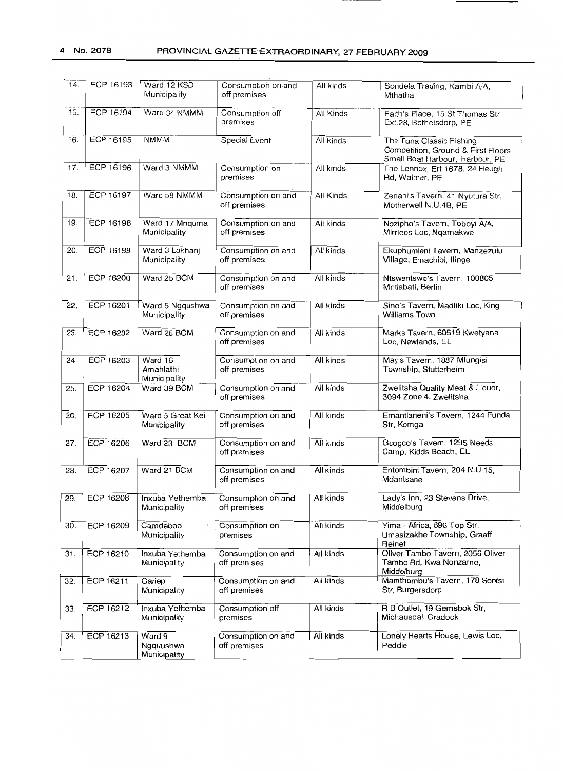| 14. | ECP 16193 | Ward 12 KSD Municipality | Consumption on and off premises | All kinds | Sondela Trading, Kambi A/A, Mthatha |
|---|---|---|---|---|---|
| 15. | ECP 16194 | Ward 34 NMMM | Consumption off premises | All Kinds | Faith's Place, 15 St Thomas Str, Ext.28, Bethelsdorp, PE |
| 16. | ECP 16195 | NMMM | Special Event | All kinds | The Tuna Classic Fishing Competition, Ground & First Floors Small Boat Harbour, Harbour, PE |
| 17. | ECP 16196 | Ward 3 NMMM | Consumption on premises | All kinds | The Lennox, Erf 1678, 24 Heugh Rd, Walmer, PE |
| 18. | ECP 16197 | Ward 58 NMMM | Consumption on and off premises | All Kinds | Zenani's Tavern, 41 Nyutura Str, Motherwell N.U.4B, PE |
| 19. | ECP 16198 | Ward 17 Mnquma Municipality | Consumption on and off premises | All kinds | Nozipho's Tavern, Toboyi A/A, Mirrlees Loc, Nqamakwe |
| 20. | ECP 16199 | Ward 3 Lukhanji Municipality | Consumption on and off premises | All kinds | Ekuphumleni Tavern, Manzezulu Village, Emachibi, Ilinge |
| 21. | ECP 16200 | Ward 25 BCM | Consumption on and off premises | All kinds | Ntswentswe's Tavern, 100805 Mntlabati, Berlin |
| 22. | ECP 16201 | Ward 5 Ngqushwa Municipality | Consumption on and off premises | All kinds | Sino's Tavern, Madliki Loc, King Williams Town |
| 23. | ECP 16202 | Ward 26 BCM | Consumption on and off premises | All kinds | Marks Tavern, 60519 Kwetyana Loc, Newlands, EL |
| 24. | ECP 16203 | Ward 16 Amahlathi Municipality | Consumption on and off premises | All kinds | May's Tavern, 1887 Mlungisi Township, Stutterheim |
| 25. | ECP 16204 | Ward 39 BCM | Consumption on and off premises | All kinds | Zwelitsha Quality Meat & Liquor, 3094 Zone 4, Zwelitsha |
| 26. | ECP 16205 | Ward 5 Great Kei Municipality | Consumption on and off premises | All kinds | Emantlaneni's Tavern, 1244 Funda Str, Komga |
| 27. | ECP 16206 | Ward 23 BCM | Consumption on and off premises | All kinds | Gcogco's Tavern, 1295 Needs Camp, Kidds Beach, EL |
| 28. | ECP 16207 | Ward 21 BCM | Consumption on and off premises | All kinds | Entombini Tavern, 204 N.U.15, Mdantsane |
| 29. | ECP 16208 | Inxuba Yethemba Municipality | Consumption on and off premises | All kinds | Lady's Inn, 23 Stevens Drive, Middelburg |
| 30. | ECP 16209 | Camdeboo Municipality | Consumption on premises | All kinds | Yima - Africa, 696 Top Str, Umasizakhe Township, Graaff Reinet |
| 31. | ECP 16210 | Inxuba Yethemba Municipality | Consumption on and off premises | All kinds | Oliver Tambo Tavern, 2056 Oliver Tambo Rd, Kwa Nonzame, Middelburg |
| 32. | ECP 16211 | Gariep Municipality | Consumption on and off premises | All kinds | Mamthembu's Tavern, 178 Sontsi Str, Burgersdorp |
| 33. | ECP 16212 | Inxuba Yethemba Municipality | Consumption off premises | All kinds | R B Outlet, 19 Gemsbok Str, Michausdal, Cradock |
| 34. | ECP 16213 | Ward 9 Ngquushwa Municipality | Consumption on and off premises | All kinds | Lonely Hearts House, Lewis Loc, Peddie |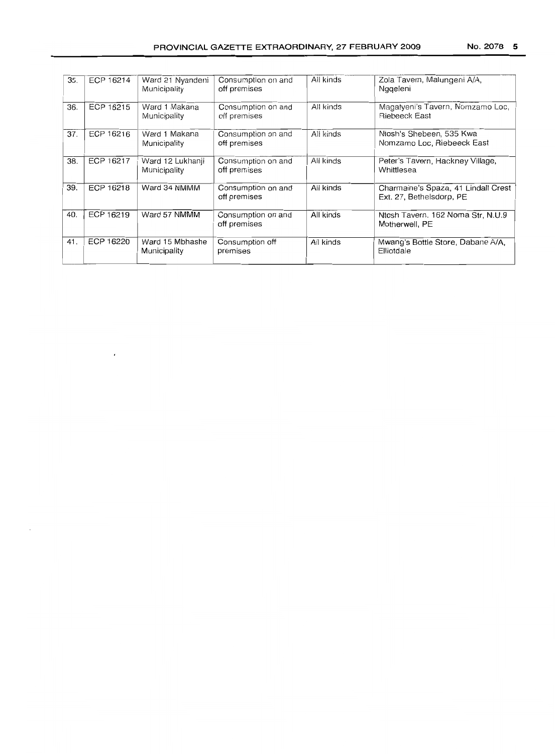| 35. | ECP 16214 | Ward 21 Nyandeni Municipality | Consumption on and off premises | All kinds | Zola Tavern, Malungeni A/A, Ngqeleni |
|---|---|---|---|---|---|
| 36. | ECP 16215 | Ward 1 Makana Municipality | Consumption on and off premises | All kinds | Magatyeni's Tavern, Nomzamo Loc, Riebeeck East |
| 37. | ECP 16216 | Ward 1 Makana Municipality | Consumption on and off premises | All kinds | Ntosh's Shebeen, 535 Kwa Nomzamo Loc, Riebeeck East |
| 38. | ECP 16217 | Ward 12 Lukhanji Municipality | Consumption on and off premises | All kinds | Peter's Tavern, Hackney Village, Whittlesea |
| 39. | ECP 16218 | Ward 34 NMMM | Consumption on and off premises | All kinds | Charmaine's Spaza, 41 Lindall Crest Ext. 27, Bethelsdorp, PE |
| 40. | ECP 16219 | Ward 57 NMMM | Consumption on and off premises | All kinds | Ntosh Tavern. 162 Noma Str, N.U.9 Motherwell, PE |
| 41. | ECP 16220 | Ward 15 Mbhashe Municipality | Consumption off premises | All kinds | Mwang's Bottle Store, Dabane A/A, Elliotdale |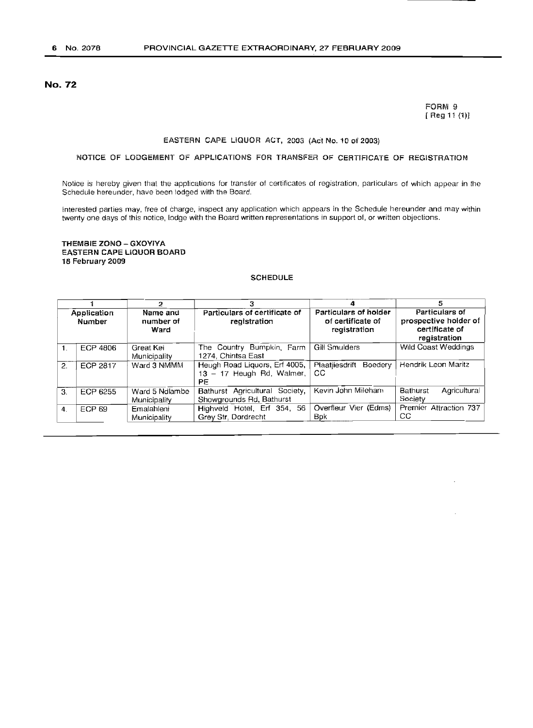## No. 72

FORM 9
[ Reg 11 (1)]

EASTERN CAPE LIQUOR ACT, 2003 (Act No. 10 of 2003)

NOTICE OF LODGEMENT OF APPLICATIONS FOR TRANSFER OF CERTIFICATE OF REGISTRATION

Notice is hereby given that the applications for transfer of certificates of registration, particulars of which appear in the Schedule hereunder, have been lodged with the Board.

Interested parties may, free of charge, inspect any application which appears in the Schedule hereunder and may within twenty one days of this notice, lodge with the Board written representations in support of, or written objections.

**THEMBIE ZONO – GXOYIYA**
**EASTERN CAPE LIQUOR BOARD**
**18 February 2009**

SCHEDULE

| 1 | | 2 | 3 | 4 | 5 |
|---|---|---|---|---|---|
| Application Number | | Name and number of Ward | Particulars of certificate of registration | Particulars of holder of certificate of registration | Particulars of prospective holder of certificate of registration |
| 1. | ECP 4806 | Great Kei Municipality | The Country Bumpkin, Farm 1274, Chintsa East | Gill Smulders | Wild Coast Weddings |
| 2. | ECP 2817 | Ward 3 NMMM | Heugh Road Liquors, Erf 4005, 13 – 17 Heugh Rd, Walmer, PE | Plaatjiesdrift Boedery CC | Hendrik Leon Maritz |
| 3. | ECP 6255 | Ward 5 Ndlambe Municipality | Bathurst Agricultural Society, Showgrounds Rd, Bathurst | Kevin John Mileham | Bathurst Agricultural Society |
| 4. | ECP 69 | Emalahleni Municipality | Highveld Hotel, Erf 354, 56 Grey Str, Dordrecht | Overfleur Vier (Edms) Bpk | Premier Attraction 737 CC |